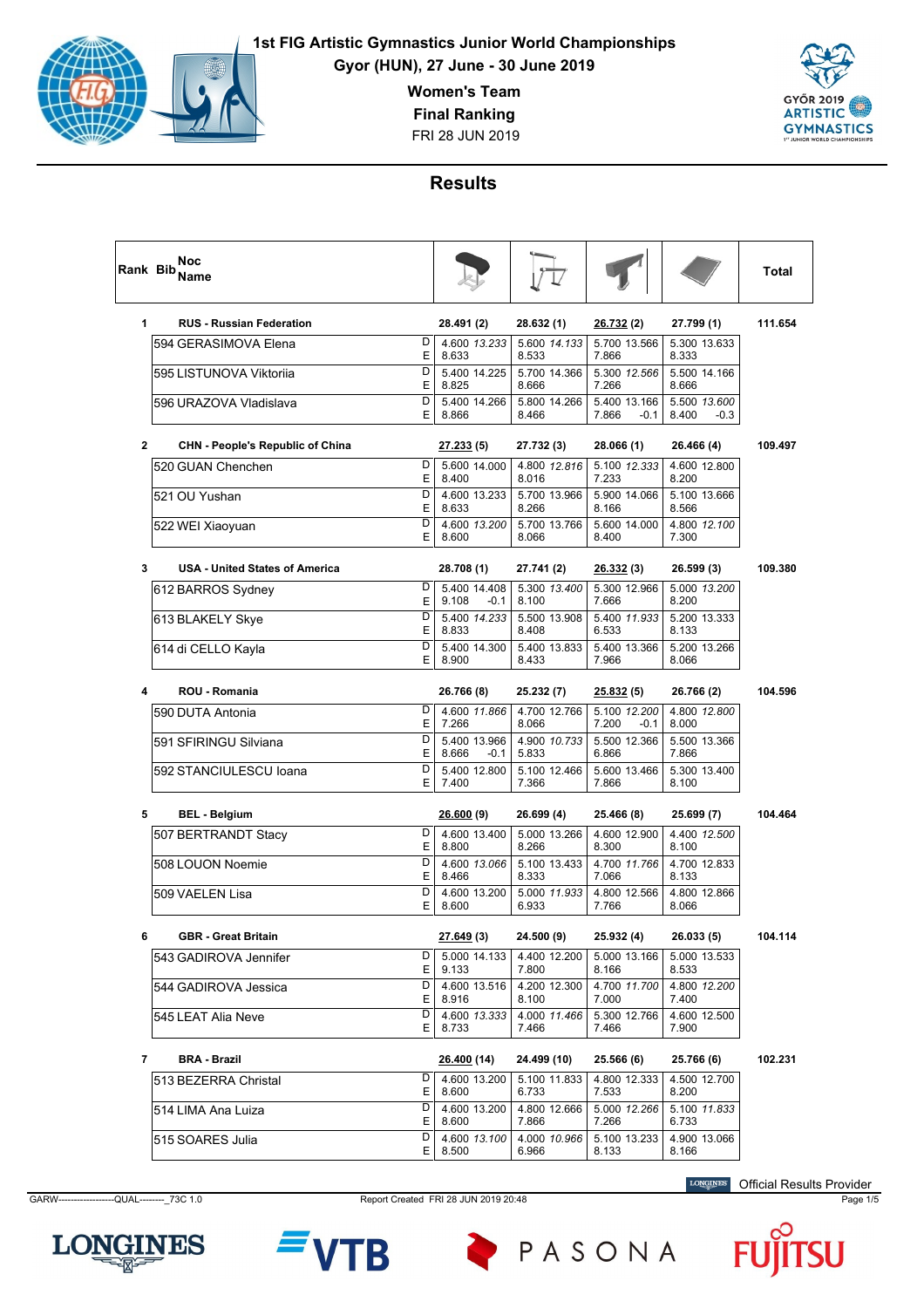# 1st FIG Artistic Gymnastics Junior World Championships

**Gyor (HUN), 27 June - 30 June 2019**

## Women's Team

### Final Ranking

FRI 28 JUN 2019

## Results

| Rank | Bib | Noc / Name | | Vault | Uneven Bars | Balance Beam | Floor Exercise | Total |
|---|---|---|---|---|---|---|---|---|
| 1 | | RUS - Russian Federation | | 28.491 (2) | 28.632 (1) | 26.732 (2) | 27.799 (1) | 111.654 |
| | 594 | GERASIMOVA Elena | D | 4.600 *13.233* | 5.600 *14.133* | 5.700 13.566 | 5.300 13.633 | |
| | | | E | 8.633 | 8.533 | 7.866 | 8.333 | |
| | 595 | LISTUNOVA Viktoriia | D | 5.400 14.225 | 5.700 14.366 | 5.300 *12.566* | 5.500 14.166 | |
| | | | E | 8.825 | 8.666 | 7.266 | 8.666 | |
| | 596 | URAZOVA Vladislava | D | 5.400 14.266 | 5.800 14.266 | 5.400 13.166 | 5.500 *13.600* | |
| | | | E | 8.866 | 8.466 | 7.866 -0.1 | 8.400 -0.3 | |
| 2 | | CHN - People's Republic of China | | 27.233 (5) | 27.732 (3) | 28.066 (1) | 26.466 (4) | 109.497 |
| | 520 | GUAN Chenchen | D | 5.600 14.000 | 4.800 *12.816* | 5.100 *12.333* | 4.600 12.800 | |
| | | | E | 8.400 | 8.016 | 7.233 | 8.200 | |
| | 521 | OU Yushan | D | 4.600 13.233 | 5.700 13.966 | 5.900 14.066 | 5.100 13.666 | |
| | | | E | 8.633 | 8.266 | 8.166 | 8.566 | |
| | 522 | WEI Xiaoyuan | D | 4.600 *13.200* | 5.700 13.766 | 5.600 14.000 | 4.800 *12.100* | |
| | | | E | 8.600 | 8.066 | 8.400 | 7.300 | |
| 3 | | USA - United States of America | | 28.708 (1) | 27.741 (2) | 26.332 (3) | 26.599 (3) | 109.380 |
| | 612 | BARROS Sydney | D | 5.400 14.408 | 5.300 *13.400* | 5.300 12.966 | 5.000 *13.200* | |
| | | | E | 9.108 -0.1 | 8.100 | 7.666 | 8.200 | |
| | 613 | BLAKELY Skye | D | 5.400 *14.233* | 5.500 13.908 | 5.400 *11.933* | 5.200 13.333 | |
| | | | E | 8.833 | 8.408 | 6.533 | 8.133 | |
| | 614 | di CELLO Kayla | D | 5.400 14.300 | 5.400 13.833 | 5.400 13.366 | 5.200 13.266 | |
| | | | E | 8.900 | 8.433 | 7.966 | 8.066 | |
| 4 | | ROU - Romania | | 26.766 (8) | 25.232 (7) | 25.832 (5) | 26.766 (2) | 104.596 |
| | 590 | DUTA Antonia | D | 4.600 *11.866* | 4.700 12.766 | 5.100 *12.200* | 4.800 *12.800* | |
| | | | E | 7.266 | 8.066 | 7.200 -0.1 | 8.000 | |
| | 591 | SFIRINGU Silviana | D | 5.400 13.966 | 4.900 *10.733* | 5.500 12.366 | 5.500 13.366 | |
| | | | E | 8.666 -0.1 | 5.833 | 6.866 | 7.866 | |
| | 592 | STANCIULESCU Ioana | D | 5.400 12.800 | 5.100 12.466 | 5.600 13.466 | 5.300 13.400 | |
| | | | E | 7.400 | 7.366 | 7.866 | 8.100 | |
| 5 | | BEL - Belgium | | 26.600 (9) | 26.699 (4) | 25.466 (8) | 25.699 (7) | 104.464 |
| | 507 | BERTRANDT Stacy | D | 4.600 13.400 | 5.000 13.266 | 4.600 12.900 | 4.400 *12.500* | |
| | | | E | 8.800 | 8.266 | 8.300 | 8.100 | |
| | 508 | LOUON Noemie | D | 4.600 *13.066* | 5.100 13.433 | 4.700 *11.766* | 4.700 12.833 | |
| | | | E | 8.466 | 8.333 | 7.066 | 8.133 | |
| | 509 | VAELEN Lisa | D | 4.600 13.200 | 5.000 *11.933* | 4.800 12.566 | 4.800 12.866 | |
| | | | E | 8.600 | 6.933 | 7.766 | 8.066 | |
| 6 | | GBR - Great Britain | | 27.649 (3) | 24.500 (9) | 25.932 (4) | 26.033 (5) | 104.114 |
| | 543 | GADIROVA Jennifer | D | 5.000 14.133 | 4.400 12.200 | 5.000 13.166 | 5.000 13.533 | |
| | | | E | 9.133 | 7.800 | 8.166 | 8.533 | |
| | 544 | GADIROVA Jessica | D | 4.600 13.516 | 4.200 12.300 | 4.700 *11.700* | 4.800 *12.200* | |
| | | | E | 8.916 | 8.100 | 7.000 | 7.400 | |
| | 545 | LEAT Alia Neve | D | 4.600 *13.333* | 4.000 *11.466* | 5.300 12.766 | 4.600 12.500 | |
| | | | E | 8.733 | 7.466 | 7.466 | 7.900 | |
| 7 | | BRA - Brazil | | 26.400 (14) | 24.499 (10) | 25.566 (6) | 25.766 (6) | 102.231 |
| | 513 | BEZERRA Christal | D | 4.600 13.200 | 5.100 11.833 | 4.800 12.333 | 4.500 12.700 | |
| | | | E | 8.600 | 6.733 | 7.533 | 8.200 | |
| | 514 | LIMA Ana Luiza | D | 4.600 13.200 | 4.800 12.666 | 5.000 *12.266* | 5.100 *11.833* | |
| | | | E | 8.600 | 7.866 | 7.266 | 6.733 | |
| | 515 | SOARES Julia | D | 4.600 *13.100* | 4.000 *10.966* | 5.100 13.233 | 4.900 13.066 | |
| | | | E | 8.500 | 6.966 | 8.133 | 8.166 | |

GARW------------------QUAL--------_73C 1.0 — Report Created FRI 28 JUN 2019 20:48

Official Results Provider: LONGINES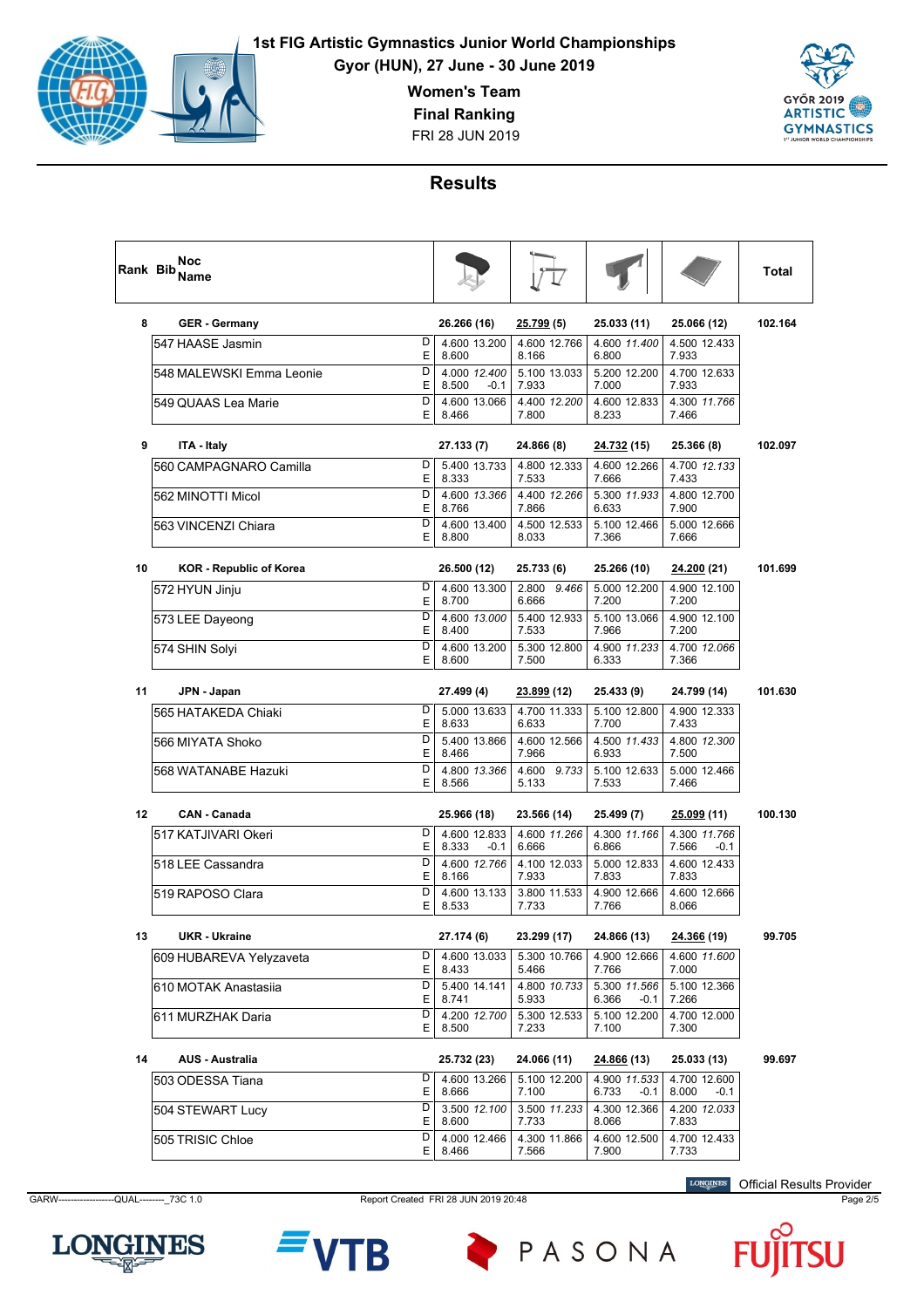# 1st FIG Artistic Gymnastics Junior World Championships

**Gyor (HUN), 27 June - 30 June 2019**

**Women's Team**

**Final Ranking**

FRI 28 JUN 2019

## Results

| Rank | Bib | Noc / Name | | Vault | Uneven Bars | Balance Beam | Floor Exercise | Total |
|---|---|---|---|---|---|---|---|---|
| 8 | | **GER - Germany** | | 26.266 (16) | 25.799 (5) | 25.033 (11) | 25.066 (12) | 102.164 |
| | 547 | HAASE Jasmin | D | 4.600 13.200 | 4.600 12.766 | 4.600 *11.400* | 4.500 12.433 | |
| | | | E | 8.600 | 8.166 | 6.800 | 7.933 | |
| | 548 | MALEWSKI Emma Leonie | D | 4.000 *12.400* | 5.100 13.033 | 5.200 12.200 | 4.700 12.633 | |
| | | | E | 8.500 -0.1 | 7.933 | 7.000 | 7.933 | |
| | 549 | QUAAS Lea Marie | D | 4.600 13.066 | 4.400 *12.200* | 4.600 12.833 | 4.300 *11.766* | |
| | | | E | 8.466 | 7.800 | 8.233 | 7.466 | |
| 9 | | **ITA - Italy** | | 27.133 (7) | 24.866 (8) | 24.732 (15) | 25.366 (8) | 102.097 |
| | 560 | CAMPAGNARO Camilla | D | 5.400 13.733 | 4.800 12.333 | 4.600 12.266 | 4.700 *12.133* | |
| | | | E | 8.333 | 7.533 | 7.666 | 7.433 | |
| | 562 | MINOTTI Micol | D | 4.600 *13.366* | 4.400 *12.266* | 5.300 *11.933* | 4.800 12.700 | |
| | | | E | 8.766 | 7.866 | 6.633 | 7.900 | |
| | 563 | VINCENZI Chiara | D | 4.600 13.400 | 4.500 12.533 | 5.100 12.466 | 5.000 12.666 | |
| | | | E | 8.800 | 8.033 | 7.366 | 7.666 | |
| 10 | | **KOR - Republic of Korea** | | 26.500 (12) | 25.733 (6) | 25.266 (10) | 24.200 (21) | 101.699 |
| | 572 | HYUN Jinju | D | 4.600 13.300 | 2.800 *9.466* | 5.000 12.200 | 4.900 12.100 | |
| | | | E | 8.700 | 6.666 | 7.200 | 7.200 | |
| | 573 | LEE Dayeong | D | 4.600 *13.000* | 5.400 12.933 | 5.100 13.066 | 4.900 12.100 | |
| | | | E | 8.400 | 7.533 | 7.966 | 7.200 | |
| | 574 | SHIN Solyi | D | 4.600 13.200 | 5.300 12.800 | 4.900 *11.233* | 4.700 *12.066* | |
| | | | E | 8.600 | 7.500 | 6.333 | 7.366 | |
| 11 | | **JPN - Japan** | | 27.499 (4) | 23.899 (12) | 25.433 (9) | 24.799 (14) | 101.630 |
| | 565 | HATAKEDA Chiaki | D | 5.000 13.633 | 4.700 11.333 | 5.100 12.800 | 4.900 12.333 | |
| | | | E | 8.633 | 6.633 | 7.700 | 7.433 | |
| | 566 | MIYATA Shoko | D | 5.400 13.866 | 4.600 12.566 | 4.500 *11.433* | 4.800 *12.300* | |
| | | | E | 8.466 | 7.966 | 6.933 | 7.500 | |
| | 568 | WATANABE Hazuki | D | 4.800 *13.366* | 4.600 *9.733* | 5.100 12.633 | 5.000 12.466 | |
| | | | E | 8.566 | 5.133 | 7.533 | 7.466 | |
| 12 | | **CAN - Canada** | | 25.966 (18) | 23.566 (14) | 25.499 (7) | 25.099 (11) | 100.130 |
| | 517 | KATJIVARI Okeri | D | 4.600 12.833 | 4.600 *11.266* | 4.300 *11.166* | 4.300 *11.766* | |
| | | | E | 8.333 -0.1 | 6.666 | 6.866 | 7.566 -0.1 | |
| | 518 | LEE Cassandra | D | 4.600 *12.766* | 4.100 12.033 | 5.000 12.833 | 4.600 12.433 | |
| | | | E | 8.166 | 7.933 | 7.833 | 7.833 | |
| | 519 | RAPOSO Clara | D | 4.600 13.133 | 3.800 11.533 | 4.900 12.666 | 4.600 12.666 | |
| | | | E | 8.533 | 7.733 | 7.766 | 8.066 | |
| 13 | | **UKR - Ukraine** | | 27.174 (6) | 23.299 (17) | 24.866 (13) | 24.366 (19) | 99.705 |
| | 609 | HUBAREVA Yelyzaveta | D | 4.600 13.033 | 5.300 10.766 | 4.900 12.666 | 4.600 *11.600* | |
| | | | E | 8.433 | 5.466 | 7.766 | 7.000 | |
| | 610 | MOTAK Anastasiia | D | 5.400 14.141 | 4.800 *10.733* | 5.300 *11.566* | 5.100 12.366 | |
| | | | E | 8.741 | 5.933 | 6.366 -0.1 | 7.266 | |
| | 611 | MURZHAK Daria | D | 4.200 *12.700* | 5.300 12.533 | 5.100 12.200 | 4.700 12.000 | |
| | | | E | 8.500 | 7.233 | 7.100 | 7.300 | |
| 14 | | **AUS - Australia** | | 25.732 (23) | 24.066 (11) | 24.866 (13) | 25.033 (13) | 99.697 |
| | 503 | ODESSA Tiana | D | 4.600 13.266 | 5.100 12.200 | 4.900 *11.533* | 4.700 12.600 | |
| | | | E | 8.666 | 7.100 | 6.733 -0.1 | 8.000 -0.1 | |
| | 504 | STEWART Lucy | D | 3.500 *12.100* | 3.500 *11.233* | 4.300 12.366 | 4.200 *12.033* | |
| | | | E | 8.600 | 7.733 | 8.066 | 7.833 | |
| | 505 | TRISIC Chloe | D | 4.000 12.466 | 4.300 11.866 | 4.600 12.500 | 4.700 12.433 | |
| | | | E | 8.466 | 7.566 | 7.900 | 7.733 | |

Official Results Provider

GARW------------------QUAL--------_73C 1.0 Report Created FRI 28 JUN 2019 20:48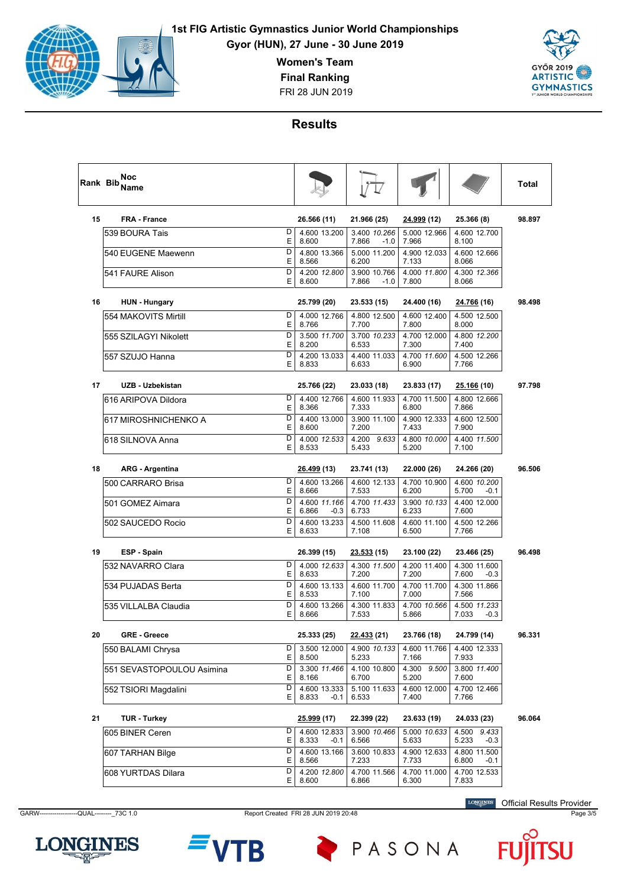# 1st FIG Artistic Gymnastics Junior World Championships

**Gyor (HUN), 27 June - 30 June 2019**

**Women's Team**

**Final Ranking**

FRI 28 JUN 2019

## Results

| Rank | Bib | Noc Name | | Vault | Uneven Bars | Balance Beam | Floor | Total |
|---|---|---|---|---|---|---|---|---|
| 15 | | FRA - France | | 26.566 (11) | 21.966 (25) | 24.999 (12) | 25.366 (8) | 98.897 |
| | 539 | BOURA Tais | D | 4.600 13.200 | 3.400 *10.266* | 5.000 12.966 | 4.600 12.700 | |
| | | | E | 8.600 | 7.866 -1.0 | 7.966 | 8.100 | |
| | 540 | EUGENE Maewenn | D | 4.800 13.366 | 5.000 11.200 | 4.900 12.033 | 4.600 12.666 | |
| | | | E | 8.566 | 6.200 | 7.133 | 8.066 | |
| | 541 | FAURE Alison | D | 4.200 *12.800* | 3.900 10.766 | 4.000 *11.800* | 4.300 *12.366* | |
| | | | E | 8.600 | 7.866 -1.0 | 7.800 | 8.066 | |
| 16 | | HUN - Hungary | | 25.799 (20) | 23.533 (15) | 24.400 (16) | 24.766 (16) | 98.498 |
| | 554 | MAKOVITS Mirtill | D | 4.000 12.766 | 4.800 12.500 | 4.600 12.400 | 4.500 12.500 | |
| | | | E | 8.766 | 7.700 | 7.800 | 8.000 | |
| | 555 | SZILAGYI Nikolett | D | 3.500 *11.700* | 3.700 *10.233* | 4.700 12.000 | 4.800 *12.200* | |
| | | | E | 8.200 | 6.533 | 7.300 | 7.400 | |
| | 557 | SZUJO Hanna | D | 4.200 13.033 | 4.400 11.033 | 4.700 *11.600* | 4.500 12.266 | |
| | | | E | 8.833 | 6.633 | 6.900 | 7.766 | |
| 17 | | UZB - Uzbekistan | | 25.766 (22) | 23.033 (18) | 23.833 (17) | 25.166 (10) | 97.798 |
| | 616 | ARIPOVA Dildora | D | 4.400 12.766 | 4.600 11.933 | 4.700 11.500 | 4.800 12.666 | |
| | | | E | 8.366 | 7.333 | 6.800 | 7.866 | |
| | 617 | MIROSHNICHENKO A | D | 4.400 13.000 | 3.900 11.100 | 4.900 12.333 | 4.600 12.500 | |
| | | | E | 8.600 | 7.200 | 7.433 | 7.900 | |
| | 618 | SILNOVA Anna | D | 4.000 *12.533* | 4.200 *9.633* | 4.800 *10.000* | 4.400 *11.500* | |
| | | | E | 8.533 | 5.433 | 5.200 | 7.100 | |
| 18 | | ARG - Argentina | | 26.499 (13) | 23.741 (13) | 22.000 (26) | 24.266 (20) | 96.506 |
| | 500 | CARRARO Brisa | D | 4.600 13.266 | 4.600 12.133 | 4.700 10.900 | 4.600 *10.200* | |
| | | | E | 8.666 | 7.533 | 6.200 | 5.700 -0.1 | |
| | 501 | GOMEZ Aimara | D | 4.600 *11.166* | 4.700 *11.433* | 3.900 *10.133* | 4.400 12.000 | |
| | | | E | 6.866 -0.3 | 6.733 | 6.233 | 7.600 | |
| | 502 | SAUCEDO Rocio | D | 4.600 13.233 | 4.500 11.608 | 4.600 11.100 | 4.500 12.266 | |
| | | | E | 8.633 | 7.108 | 6.500 | 7.766 | |
| 19 | | ESP - Spain | | 26.399 (15) | 23.533 (15) | 23.100 (22) | 23.466 (25) | 96.498 |
| | 532 | NAVARRO Clara | D | 4.000 *12.633* | 4.300 *11.500* | 4.200 11.400 | 4.300 11.600 | |
| | | | E | 8.633 | 7.200 | 7.200 | 7.600 -0.3 | |
| | 534 | PUJADAS Berta | D | 4.600 13.133 | 4.600 11.700 | 4.700 11.700 | 4.300 11.866 | |
| | | | E | 8.533 | 7.100 | 7.000 | 7.566 | |
| | 535 | VILLALBA Claudia | D | 4.600 13.266 | 4.300 11.833 | 4.700 *10.566* | 4.500 *11.233* | |
| | | | E | 8.666 | 7.533 | 5.866 | 7.033 -0.3 | |
| 20 | | GRE - Greece | | 25.333 (25) | 22.433 (21) | 23.766 (18) | 24.799 (14) | 96.331 |
| | 550 | BALAMI Chrysa | D | 3.500 12.000 | 4.900 *10.133* | 4.600 11.766 | 4.400 12.333 | |
| | | | E | 8.500 | 5.233 | 7.166 | 7.933 | |
| | 551 | SEVASTOPOULOU Asimina | D | 3.300 *11.466* | 4.100 10.800 | 4.300 *9.500* | 3.800 *11.400* | |
| | | | E | 8.166 | 6.700 | 5.200 | 7.600 | |
| | 552 | TSIORI Magdalini | D | 4.600 13.333 | 5.100 11.633 | 4.600 12.000 | 4.700 12.466 | |
| | | | E | 8.833 -0.1 | 6.533 | 7.400 | 7.766 | |
| 21 | | TUR - Turkey | | 25.999 (17) | 22.399 (22) | 23.633 (19) | 24.033 (23) | 96.064 |
| | 605 | BINER Ceren | D | 4.600 12.833 | 3.900 *10.466* | 5.000 *10.633* | 4.500 *9.433* | |
| | | | E | 8.333 -0.1 | 6.566 | 5.633 | 5.233 -0.3 | |
| | 607 | TARHAN Bilge | D | 4.600 13.166 | 3.600 10.833 | 4.900 12.633 | 4.800 11.500 | |
| | | | E | 8.566 | 7.233 | 7.733 | 6.800 -0.1 | |
| | 608 | YURTDAS Dilara | D | 4.200 *12.800* | 4.700 11.566 | 4.700 11.000 | 4.700 12.533 | |
| | | | E | 8.600 | 6.866 | 6.300 | 7.833 | |

Official Results Provider

GARW------------------QUAL--------_73C 1.0 Report Created FRI 28 JUN 2019 20:48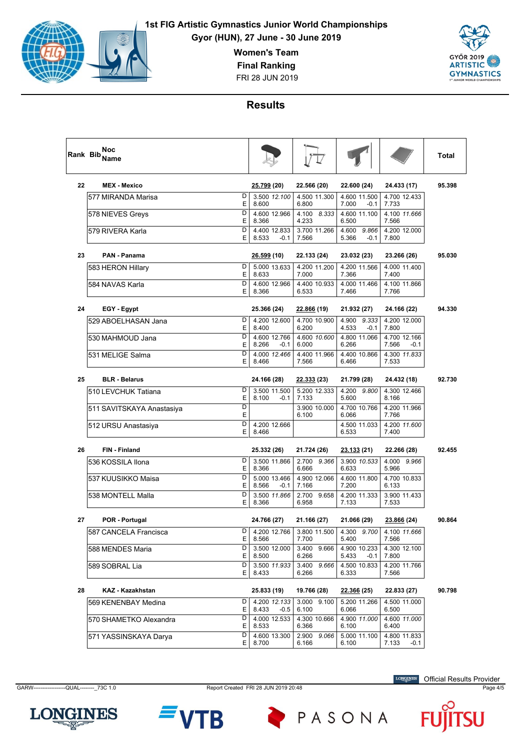# 1st FIG Artistic Gymnastics Junior World Championships

Gyor (HUN), 27 June - 30 June 2019

**Women's Team**

**Final Ranking**

FRI 28 JUN 2019

## Results

| Rank | Bib | Noc / Name | | Vault | Uneven Bars | Balance Beam | Floor | Total |
|---|---|---|---|---|---|---|---|---|
| 22 | | **MEX - Mexico** | | **25.799** (20) | 22.566 (20) | 22.600 (24) | 24.433 (17) | 95.398 |
| | 577 | MIRANDA Marisa | D | 3.500 *12.100* | 4.500 11.300 | 4.600 11.500 | 4.700 12.433 | |
| | | | E | 8.600 | 6.800 | 7.000 -0.1 | 7.733 | |
| | 578 | NIEVES Greys | D | 4.600 12.966 | 4.100 *8.333* | 4.600 11.100 | 4.100 *11.666* | |
| | | | E | 8.366 | 4.233 | 6.500 | 7.566 | |
| | 579 | RIVERA Karla | D | 4.400 12.833 | 3.700 11.266 | 4.600 *9.866* | 4.200 12.000 | |
| | | | E | 8.533 -0.1 | 7.566 | 5.366 -0.1 | 7.800 | |
| 23 | | **PAN - Panama** | | **26.599** (10) | 22.133 (24) | 23.032 (23) | 23.266 (26) | 95.030 |
| | 583 | HERON Hillary | D | 5.000 13.633 | 4.200 11.200 | 4.200 11.566 | 4.000 11.400 | |
| | | | E | 8.633 | 7.000 | 7.366 | 7.400 | |
| | 584 | NAVAS Karla | D | 4.600 12.966 | 4.400 10.933 | 4.000 11.466 | 4.100 11.866 | |
| | | | E | 8.366 | 6.533 | 7.466 | 7.766 | |
| 24 | | **EGY - Egypt** | | 25.366 (24) | **22.866** (19) | 21.932 (27) | 24.166 (22) | 94.330 |
| | 529 | ABOELHASAN Jana | D | 4.200 12.600 | 4.700 10.900 | 4.900 *9.333* | 4.200 12.000 | |
| | | | E | 8.400 | 6.200 | 4.533 -0.1 | 7.800 | |
| | 530 | MAHMOUD Jana | D | 4.600 12.766 | 4.600 *10.600* | 4.800 11.066 | 4.700 12.166 | |
| | | | E | 8.266 -0.1 | 6.000 | 6.266 | 7.566 -0.1 | |
| | 531 | MELIGE Salma | D | 4.000 *12.466* | 4.400 11.966 | 4.400 10.866 | 4.300 *11.833* | |
| | | | E | 8.466 | 7.566 | 6.466 | 7.533 | |
| 25 | | **BLR - Belarus** | | 24.166 (28) | **22.333** (23) | 21.799 (28) | 24.432 (18) | 92.730 |
| | 510 | LEVCHUK Tatiana | D | 3.500 11.500 | 5.200 12.333 | 4.200 *9.800* | 4.300 12.466 | |
| | | | E | 8.100 -0.1 | 7.133 | 5.600 | 8.166 | |
| | 511 | SAVITSKAYA Anastasiya | D | | 3.900 10.000 | 4.700 10.766 | 4.200 11.966 | |
| | | | E | | 6.100 | 6.066 | 7.766 | |
| | 512 | URSU Anastasiya | D | 4.200 12.666 | | 4.500 11.033 | 4.200 *11.600* | |
| | | | E | 8.466 | | 6.533 | 7.400 | |
| 26 | | **FIN - Finland** | | 25.332 (26) | 21.724 (26) | **23.133** (21) | 22.266 (28) | 92.455 |
| | 536 | KOSSILA Ilona | D | 3.500 11.866 | 2.700 *9.366* | 3.900 *10.533* | 4.000 *9.966* | |
| | | | E | 8.366 | 6.666 | 6.633 | 5.966 | |
| | 537 | KUUSIKKO Maisa | D | 5.000 13.466 | 4.900 12.066 | 4.600 11.800 | 4.700 10.833 | |
| | | | E | 8.566 -0.1 | 7.166 | 7.200 | 6.133 | |
| | 538 | MONTELL Malla | D | 3.500 *11.866* | 2.700 9.658 | 4.200 11.333 | 3.900 11.433 | |
| | | | E | 8.366 | 6.958 | 7.133 | 7.533 | |
| 27 | | **POR - Portugal** | | 24.766 (27) | 21.166 (27) | 21.066 (29) | **23.866** (24) | 90.864 |
| | 587 | CANCELA Francisca | D | 4.200 12.766 | 3.800 11.500 | 4.300 *9.700* | 4.100 *11.666* | |
| | | | E | 8.566 | 7.700 | 5.400 | 7.566 | |
| | 588 | MENDES Maria | D | 3.500 12.000 | 3.400 9.666 | 4.900 10.233 | 4.300 12.100 | |
| | | | E | 8.500 | 6.266 | 5.433 -0.1 | 7.800 | |
| | 589 | SOBRAL Lia | D | 3.500 *11.933* | 3.400 *9.666* | 4.500 10.833 | 4.200 11.766 | |
| | | | E | 8.433 | 6.266 | 6.333 | 7.566 | |
| 28 | | **KAZ - Kazakhstan** | | 25.833 (19) | 19.766 (28) | **22.366** (25) | 22.833 (27) | 90.798 |
| | 569 | KENENBAY Medina | D | 4.200 *12.133* | 3.000 9.100 | 5.200 11.266 | 4.500 11.000 | |
| | | | E | 8.433 -0.5 | 6.100 | 6.066 | 6.500 | |
| | 570 | SHAMETKO Alexandra | D | 4.000 12.533 | 4.300 10.666 | 4.900 *11.000* | 4.600 *11.000* | |
| | | | E | 8.533 | 6.366 | 6.100 | 6.400 | |
| | 571 | YASSINSKAYA Darya | D | 4.600 13.300 | 2.900 *9.066* | 5.000 11.100 | 4.800 11.833 | |
| | | | E | 8.700 | 6.166 | 6.100 | 7.133 -0.1 | |

GARW------------------QUAL--------_73C 1.0 Report Created FRI 28 JUN 2019 20:48

LONGINES Official Results Provider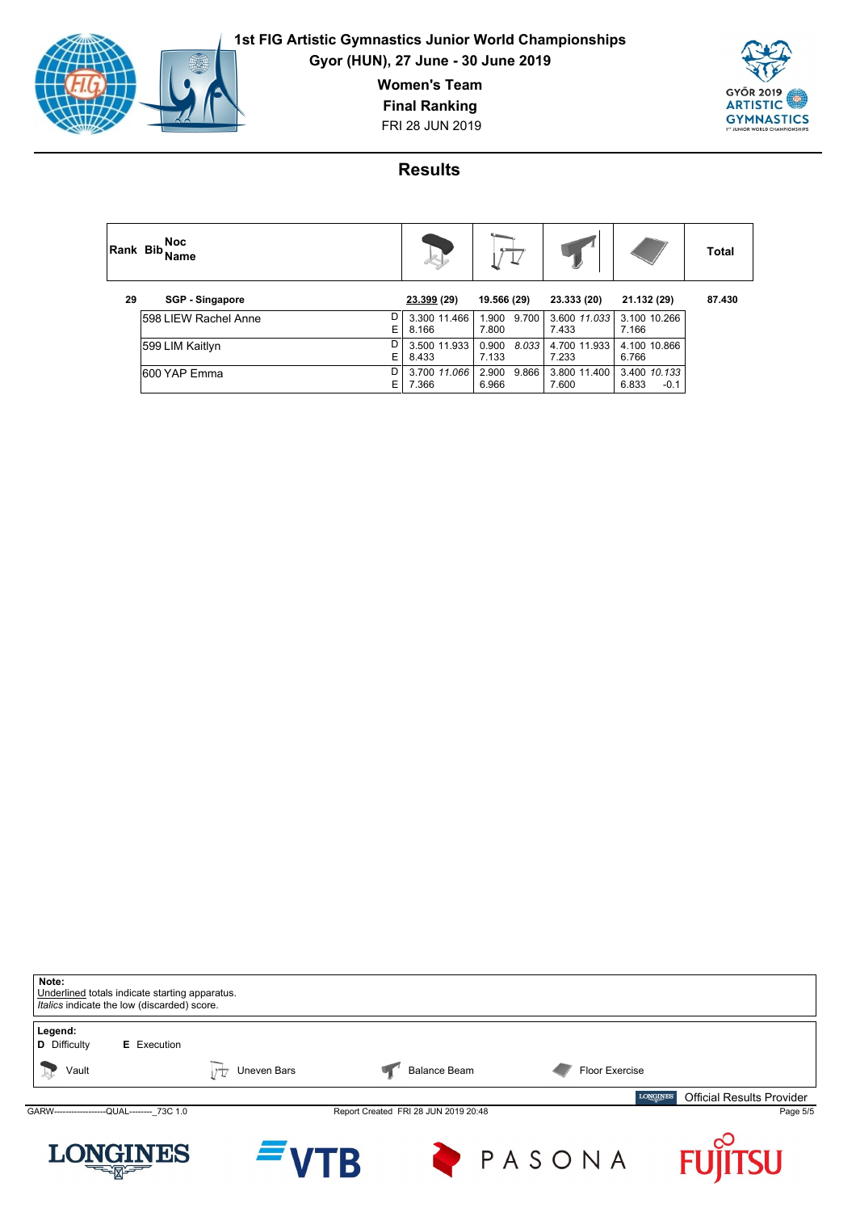# 1st FIG Artistic Gymnastics Junior World Championships

Gyor (HUN), 27 June - 30 June 2019

**Women's Team**

**Final Ranking**

FRI 28 JUN 2019

## Results

| Rank | Bib | Noc / Name | | Vault | Uneven Bars | Balance Beam | Floor Exercise | Total |
|---|---|---|---|---|---|---|---|---|
| 29 | | SGP - Singapore | | <u>23.399</u> (29) | 19.566 (29) | 23.333 (20) | 21.132 (29) | 87.430 |
| | 598 | LIEW Rachel Anne | D | 3.300 11.466 | 1.900 9.700 | 3.600 *11.033* | 3.100 10.266 | |
| | | | E | 8.166 | 7.800 | 7.433 | 7.166 | |
| | 599 | LIM Kaitlyn | D | 3.500 11.933 | 0.900 *8.033* | 4.700 11.933 | 4.100 10.866 | |
| | | | E | 8.433 | 7.133 | 7.233 | 6.766 | |
| | 600 | YAP Emma | D | 3.700 *11.066* | 2.900 9.866 | 3.800 11.400 | 3.400 *10.133* | |
| | | | E | 7.366 | 6.966 | 7.600 | 6.833 -0.1 | |

**Note:**
<u>Underlined</u> totals indicate starting apparatus.
*Italics* indicate the low (discarded) score.

**Legend:**
**D** Difficulty **E** Execution
Vault, Uneven Bars, Balance Beam, Floor Exercise

Official Results Provider

GARW------------------QUAL--------_73C 1.0 Report Created FRI 28 JUN 2019 20:48